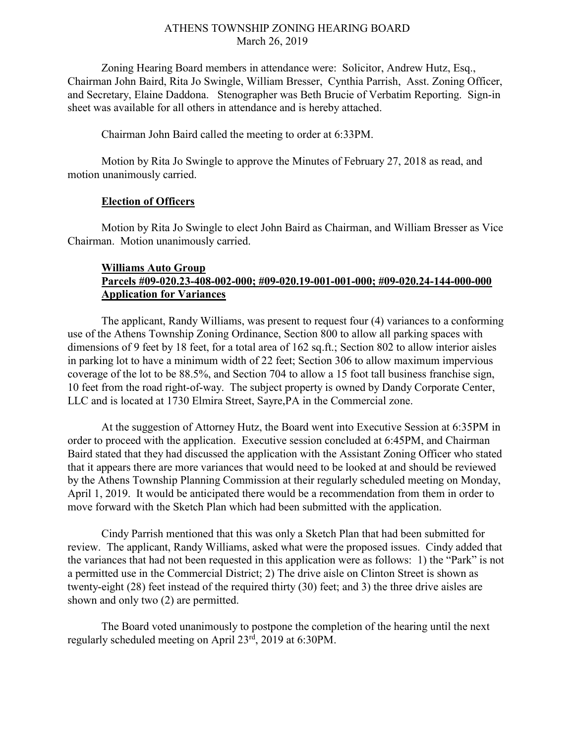# ATHENS TOWNSHIP ZONING HEARING BOARD

March 26, 2019

Zoning Hearing Board members in attendance were: Solicitor, Andrew Hutz, Esq., Chairman John Baird, Rita Jo Swingle, William Bresser, Cynthia Parrish, Asst. Zoning Officer, and Secretary, Elaine Daddona. Stenographer was Beth Brucie of Verbatim Reporting. Sign-in sheet was available for all others in attendance and is hereby attached.

Chairman John Baird called the meeting to order at 6:33PM.

Motion by Rita Jo Swingle to approve the Minutes of February 27, 2018 as read, and motion unanimously carried.

**Election of Officers**

Motion by Rita Jo Swingle to elect John Baird as Chairman, and William Bresser as Vice Chairman. Motion unanimously carried.

**Williams Auto Group**
**Parcels #09-020.23-408-002-000; #09-020.19-001-001-000; #09-020.24-144-000-000**
**Application for Variances**

The applicant, Randy Williams, was present to request four (4) variances to a conforming use of the Athens Township Zoning Ordinance, Section 800 to allow all parking spaces with dimensions of 9 feet by 18 feet, for a total area of 162 sq.ft.; Section 802 to allow interior aisles in parking lot to have a minimum width of 22 feet; Section 306 to allow maximum impervious coverage of the lot to be 88.5%, and Section 704 to allow a 15 foot tall business franchise sign, 10 feet from the road right-of-way. The subject property is owned by Dandy Corporate Center, LLC and is located at 1730 Elmira Street, Sayre,PA in the Commercial zone.

At the suggestion of Attorney Hutz, the Board went into Executive Session at 6:35PM in order to proceed with the application. Executive session concluded at 6:45PM, and Chairman Baird stated that they had discussed the application with the Assistant Zoning Officer who stated that it appears there are more variances that would need to be looked at and should be reviewed by the Athens Township Planning Commission at their regularly scheduled meeting on Monday, April 1, 2019. It would be anticipated there would be a recommendation from them in order to move forward with the Sketch Plan which had been submitted with the application.

Cindy Parrish mentioned that this was only a Sketch Plan that had been submitted for review. The applicant, Randy Williams, asked what were the proposed issues. Cindy added that the variances that had not been requested in this application were as follows: 1) the "Park" is not a permitted use in the Commercial District; 2) The drive aisle on Clinton Street is shown as twenty-eight (28) feet instead of the required thirty (30) feet; and 3) the three drive aisles are shown and only two (2) are permitted.

The Board voted unanimously to postpone the completion of the hearing until the next regularly scheduled meeting on April 23rd, 2019 at 6:30PM.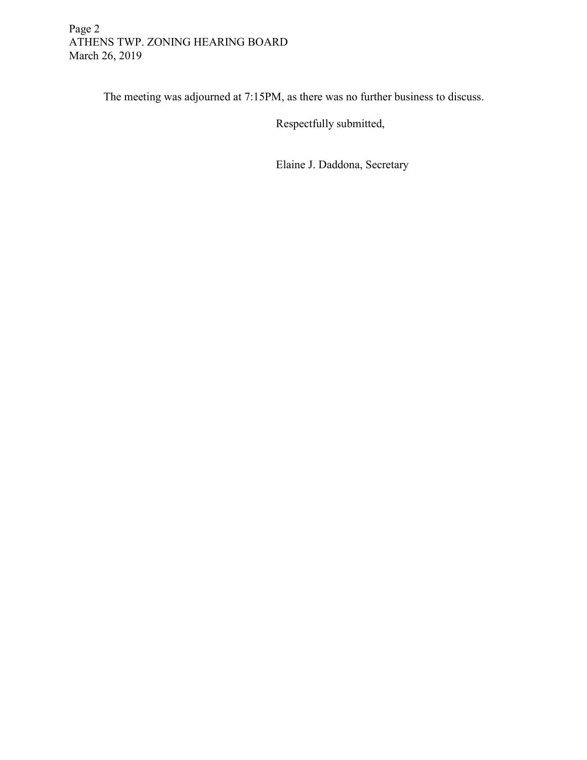The meeting was adjourned at 7:15PM, as there was no further business to discuss.

Respectfully submitted,

Elaine J. Daddona, Secretary